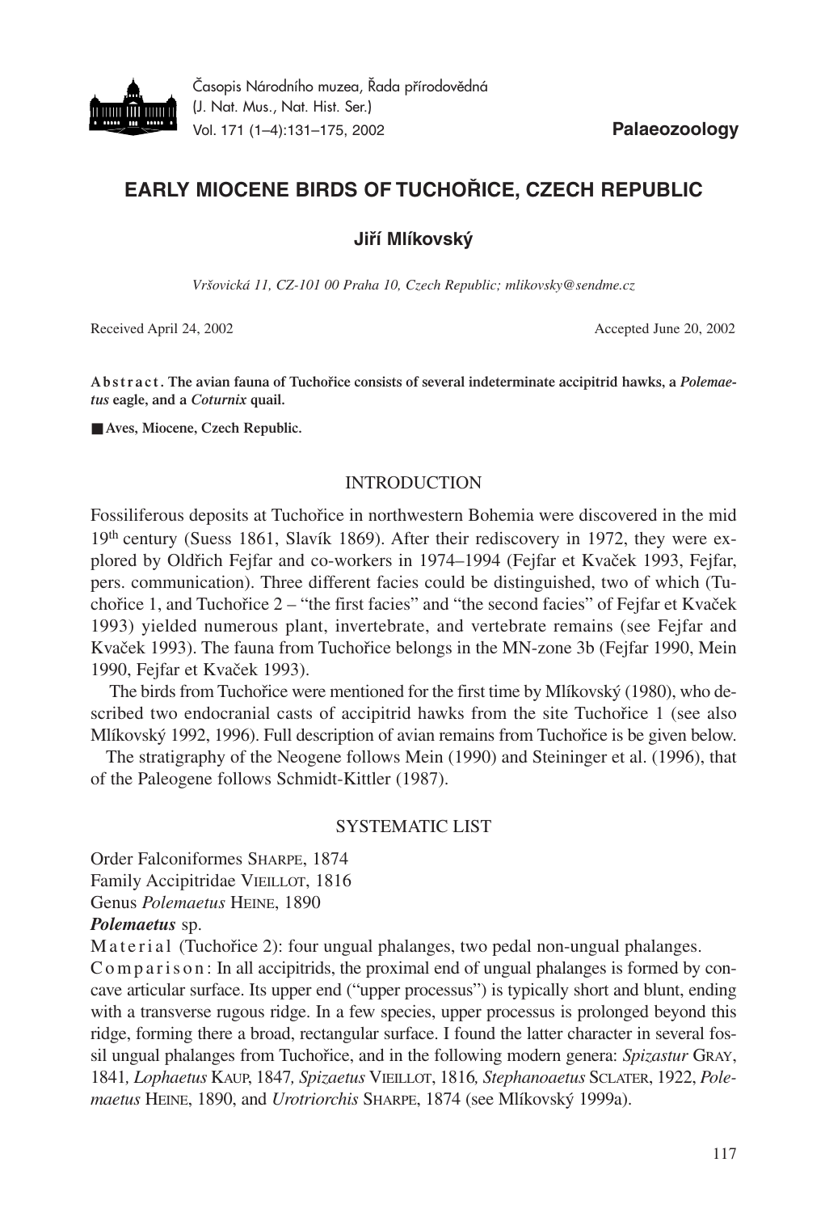Časopis Národního muzea, Řada přírodovědná (J. Nat. Mus., Nat. Hist. Ser.)
Vol. 171 (1–4):131–175, 2002

**Palaeozoology**

# EARLY MIOCENE BIRDS OF TUCHOŘICE, CZECH REPUBLIC

**Jiří Mlíkovský**

*Vršovická 11, CZ-101 00 Praha 10, Czech Republic; mlikovsky@sendme.cz*

Received April 24, 2002 — Accepted June 20, 2002

**Abstract. The avian fauna of Tuchořice consists of several indeterminate accipitrid hawks, a *Polemaetus* eagle, and a *Coturnix* quail.**

■ **Aves, Miocene, Czech Republic.**

## INTRODUCTION

Fossiliferous deposits at Tuchořice in northwestern Bohemia were discovered in the mid 19th century (Suess 1861, Slavík 1869). After their rediscovery in 1972, they were explored by Oldřich Fejfar and co-workers in 1974–1994 (Fejfar et Kvaček 1993, Fejfar, pers. communication). Three different facies could be distinguished, two of which (Tuchořice 1, and Tuchořice 2 – "the first facies" and "the second facies" of Fejfar et Kvaček 1993) yielded numerous plant, invertebrate, and vertebrate remains (see Fejfar and Kvaček 1993). The fauna from Tuchořice belongs in the MN-zone 3b (Fejfar 1990, Mein 1990, Fejfar et Kvaček 1993).

The birds from Tuchořice were mentioned for the first time by Mlíkovský (1980), who described two endocranial casts of accipitrid hawks from the site Tuchořice 1 (see also Mlíkovský 1992, 1996). Full description of avian remains from Tuchořice is be given below.

The stratigraphy of the Neogene follows Mein (1990) and Steininger et al. (1996), that of the Paleogene follows Schmidt-Kittler (1987).

## SYSTEMATIC LIST

Order Falconiformes SHARPE, 1874
Family Accipitridae VIEILLOT, 1816
Genus *Polemaetus* HEINE, 1890
***Polemaetus*** **sp.**

Material (Tuchořice 2): four ungual phalanges, two pedal non-ungual phalanges.

Comparison: In all accipitrids, the proximal end of ungual phalanges is formed by concave articular surface. Its upper end ("upper processus") is typically short and blunt, ending with a transverse rugous ridge. In a few species, upper processus is prolonged beyond this ridge, forming there a broad, rectangular surface. I found the latter character in several fossil ungual phalanges from Tuchořice, and in the following modern genera: *Spizastur* GRAY, 1841, *Lophaetus* KAUP, 1847, *Spizaetus* VIEILLOT, 1816, *Stephanoaetus* SCLATER, 1922, *Polemaetus* HEINE, 1890, and *Urotriorchis* SHARPE, 1874 (see Mlíkovský 1999a).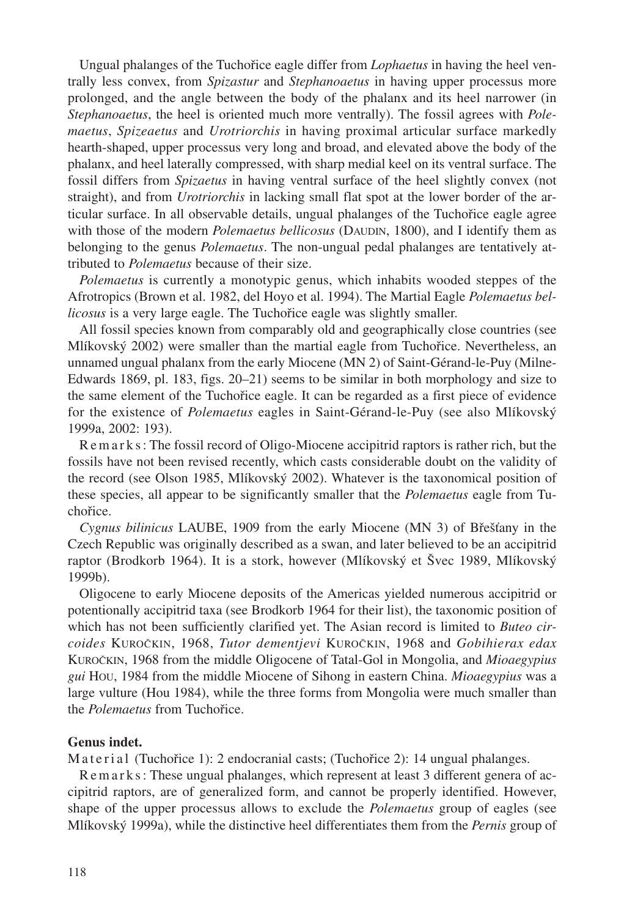Ungual phalanges of the Tuchořice eagle differ from *Lophaetus* in having the heel ventrally less convex, from *Spizastur* and *Stephanoaetus* in having upper processus more prolonged, and the angle between the body of the phalanx and its heel narrower (in *Stephanoaetus*, the heel is oriented much more ventrally). The fossil agrees with *Polemaetus*, *Spizeaetus* and *Urotriorchis* in having proximal articular surface markedly hearth-shaped, upper processus very long and broad, and elevated above the body of the phalanx, and heel laterally compressed, with sharp medial keel on its ventral surface. The fossil differs from *Spizaetus* in having ventral surface of the heel slightly convex (not straight), and from *Urotriorchis* in lacking small flat spot at the lower border of the articular surface. In all observable details, ungual phalanges of the Tuchořice eagle agree with those of the modern *Polemaetus bellicosus* (DAUDIN, 1800), and I identify them as belonging to the genus *Polemaetus*. The non-ungual pedal phalanges are tentatively attributed to *Polemaetus* because of their size.

*Polemaetus* is currently a monotypic genus, which inhabits wooded steppes of the Afrotropics (Brown et al. 1982, del Hoyo et al. 1994). The Martial Eagle *Polemaetus bellicosus* is a very large eagle. The Tuchořice eagle was slightly smaller.

All fossil species known from comparably old and geographically close countries (see Mlíkovský 2002) were smaller than the martial eagle from Tuchořice. Nevertheless, an unnamed ungual phalanx from the early Miocene (MN 2) of Saint-Gérand-le-Puy (Milne-Edwards 1869, pl. 183, figs. 20–21) seems to be similar in both morphology and size to the same element of the Tuchořice eagle. It can be regarded as a first piece of evidence for the existence of *Polemaetus* eagles in Saint-Gérand-le-Puy (see also Mlíkovský 1999a, 2002: 193).

Remarks: The fossil record of Oligo-Miocene accipitrid raptors is rather rich, but the fossils have not been revised recently, which casts considerable doubt on the validity of the record (see Olson 1985, Mlíkovský 2002). Whatever is the taxonomical position of these species, all appear to be significantly smaller that the *Polemaetus* eagle from Tuchořice.

*Cygnus bilinicus* LAUBE, 1909 from the early Miocene (MN 3) of Břešťany in the Czech Republic was originally described as a swan, and later believed to be an accipitrid raptor (Brodkorb 1964). It is a stork, however (Mlíkovský et Švec 1989, Mlíkovský 1999b).

Oligocene to early Miocene deposits of the Americas yielded numerous accipitrid or potentionally accipitrid taxa (see Brodkorb 1964 for their list), the taxonomic position of which has not been sufficiently clarified yet. The Asian record is limited to *Buteo circoides* KUROČKIN, 1968, *Tutor dementjevi* KUROČKIN, 1968 and *Gobihierax edax* KUROČKIN, 1968 from the middle Oligocene of Tatal-Gol in Mongolia, and *Mioaegypius gui* HOU, 1984 from the middle Miocene of Sihong in eastern China. *Mioaegypius* was a large vulture (Hou 1984), while the three forms from Mongolia were much smaller than the *Polemaetus* from Tuchořice.

**Genus indet.**

Material (Tuchořice 1): 2 endocranial casts; (Tuchořice 2): 14 ungual phalanges.

Remarks: These ungual phalanges, which represent at least 3 different genera of accipitrid raptors, are of generalized form, and cannot be properly identified. However, shape of the upper processus allows to exclude the *Polemaetus* group of eagles (see Mlíkovský 1999a), while the distinctive heel differentiates them from the *Pernis* group of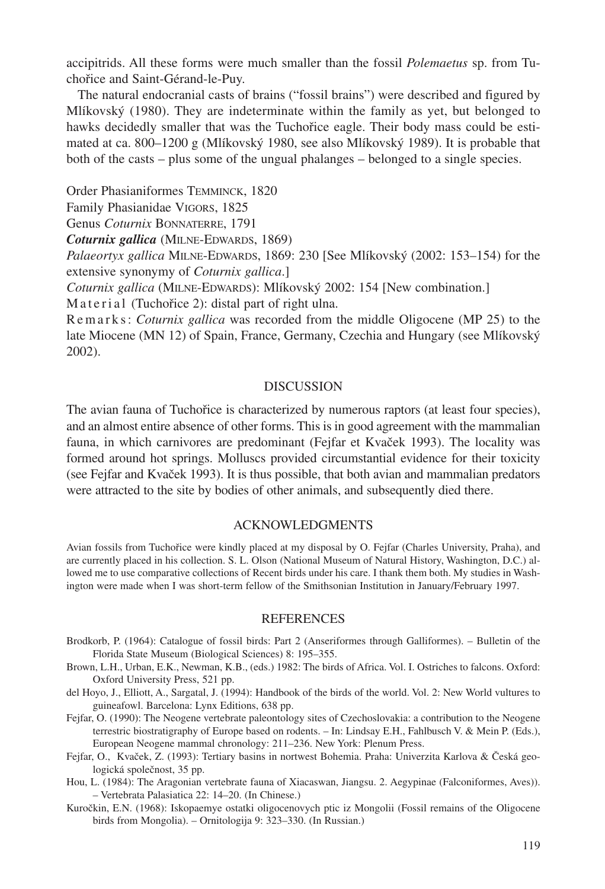accipitrids. All these forms were much smaller than the fossil *Polemaetus* sp. from Tuchořice and Saint-Gérand-le-Puy.

The natural endocranial casts of brains ("fossil brains") were described and figured by Mlíkovský (1980). They are indeterminate within the family as yet, but belonged to hawks decidedly smaller that was the Tuchořice eagle. Their body mass could be estimated at ca. 800–1200 g (Mlíkovský 1980, see also Mlíkovský 1989). It is probable that both of the casts – plus some of the ungual phalanges – belonged to a single species.

Order Phasianiformes Temminck, 1820

Family Phasianidae Vigors, 1825

Genus *Coturnix* Bonnaterre, 1791

***Coturnix gallica*** (Milne-Edwards, 1869)

*Palaeortyx gallica* Milne-Edwards, 1869: 230 [See Mlíkovský (2002: 153–154) for the extensive synonymy of *Coturnix gallica*.]

*Coturnix gallica* (Milne-Edwards): Mlíkovský 2002: 154 [New combination.]

Material (Tuchořice 2): distal part of right ulna.

Remarks: *Coturnix gallica* was recorded from the middle Oligocene (MP 25) to the late Miocene (MN 12) of Spain, France, Germany, Czechia and Hungary (see Mlíkovský 2002).

## DISCUSSION

The avian fauna of Tuchořice is characterized by numerous raptors (at least four species), and an almost entire absence of other forms. This is in good agreement with the mammalian fauna, in which carnivores are predominant (Fejfar et Kvaček 1993). The locality was formed around hot springs. Molluscs provided circumstantial evidence for their toxicity (see Fejfar and Kvaček 1993). It is thus possible, that both avian and mammalian predators were attracted to the site by bodies of other animals, and subsequently died there.

## ACKNOWLEDGMENTS

Avian fossils from Tuchořice were kindly placed at my disposal by O. Fejfar (Charles University, Praha), and are currently placed in his collection. S. L. Olson (National Museum of Natural History, Washington, D.C.) allowed me to use comparative collections of Recent birds under his care. I thank them both. My studies in Washington were made when I was short-term fellow of the Smithsonian Institution in January/February 1997.

## REFERENCES

Brodkorb, P. (1964): Catalogue of fossil birds: Part 2 (Anseriformes through Galliformes). – Bulletin of the Florida State Museum (Biological Sciences) 8: 195–355.

Brown, L.H., Urban, E.K., Newman, K.B., (eds.) 1982: The birds of Africa. Vol. I. Ostriches to falcons. Oxford: Oxford University Press, 521 pp.

del Hoyo, J., Elliott, A., Sargatal, J. (1994): Handbook of the birds of the world. Vol. 2: New World vultures to guineafowl. Barcelona: Lynx Editions, 638 pp.

Fejfar, O. (1990): The Neogene vertebrate paleontology sites of Czechoslovakia: a contribution to the Neogene terrestric biostratigraphy of Europe based on rodents. – In: Lindsay E.H., Fahlbusch V. & Mein P. (Eds.), European Neogene mammal chronology: 211–236. New York: Plenum Press.

Fejfar, O., Kvaček, Z. (1993): Tertiary basins in nortwest Bohemia. Praha: Univerzita Karlova & Česká geologická společnost, 35 pp.

Hou, L. (1984): The Aragonian vertebrate fauna of Xiacaswan, Jiangsu. 2. Aegypinae (Falconiformes, Aves)). – Vertebrata Palasiatica 22: 14–20. (In Chinese.)

Kuročkin, E.N. (1968): Iskopaemye ostatki oligocenovych ptic iz Mongolii (Fossil remains of the Oligocene birds from Mongolia). – Ornitologija 9: 323–330. (In Russian.)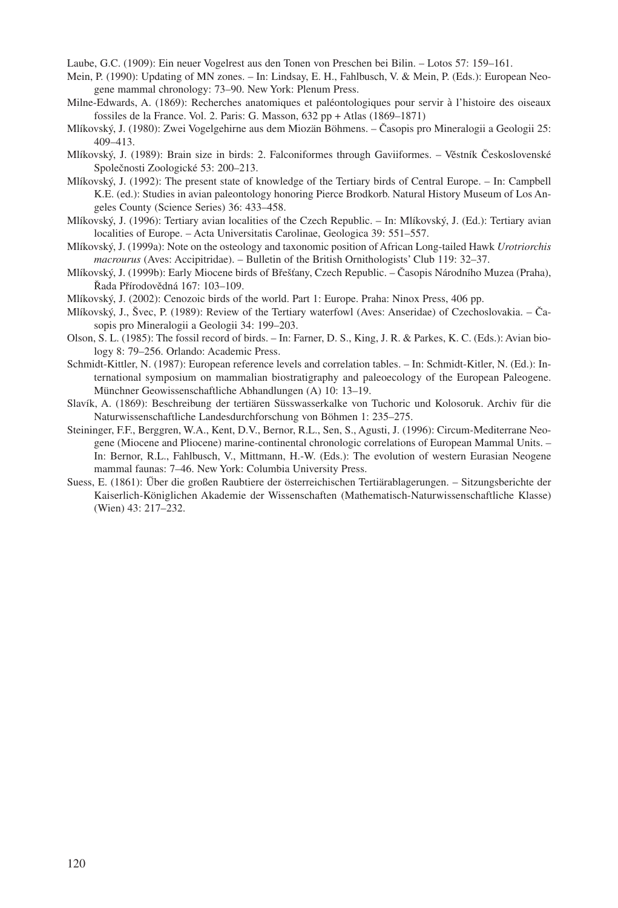Laube, G.C. (1909): Ein neuer Vogelrest aus den Tonen von Preschen bei Bilin. – Lotos 57: 159–161.

Mein, P. (1990): Updating of MN zones. – In: Lindsay, E. H., Fahlbusch, V. & Mein, P. (Eds.): European Neogene mammal chronology: 73–90. New York: Plenum Press.

Milne-Edwards, A. (1869): Recherches anatomiques et paléontologiques pour servir à l'histoire des oiseaux fossiles de la France. Vol. 2. Paris: G. Masson, 632 pp + Atlas (1869–1871)

Mlíkovský, J. (1980): Zwei Vogelgehirne aus dem Miozän Böhmens. – Časopis pro Mineralogii a Geologii 25: 409–413.

Mlíkovský, J. (1989): Brain size in birds: 2. Falconiformes through Gaviiformes. – Věstník Československé Společnosti Zoologické 53: 200–213.

Mlíkovský, J. (1992): The present state of knowledge of the Tertiary birds of Central Europe. – In: Campbell K.E. (ed.): Studies in avian paleontology honoring Pierce Brodkorb. Natural History Museum of Los Angeles County (Science Series) 36: 433–458.

Mlíkovský, J. (1996): Tertiary avian localities of the Czech Republic. – In: Mlíkovský, J. (Ed.): Tertiary avian localities of Europe. – Acta Universitatis Carolinae, Geologica 39: 551–557.

Mlíkovský, J. (1999a): Note on the osteology and taxonomic position of African Long-tailed Hawk *Urotriorchis macrourus* (Aves: Accipitridae). – Bulletin of the British Ornithologists' Club 119: 32–37.

Mlíkovský, J. (1999b): Early Miocene birds of Břešťany, Czech Republic. – Časopis Národního Muzea (Praha), Řada Přírodovědná 167: 103–109.

Mlíkovský, J. (2002): Cenozoic birds of the world. Part 1: Europe. Praha: Ninox Press, 406 pp.

Mlíkovský, J., Švec, P. (1989): Review of the Tertiary waterfowl (Aves: Anseridae) of Czechoslovakia. – Časopis pro Mineralogii a Geologii 34: 199–203.

Olson, S. L. (1985): The fossil record of birds. – In: Farner, D. S., King, J. R. & Parkes, K. C. (Eds.): Avian biology 8: 79–256. Orlando: Academic Press.

Schmidt-Kittler, N. (1987): European reference levels and correlation tables. – In: Schmidt-Kitler, N. (Ed.): International symposium on mammalian biostratigraphy and paleoecology of the European Paleogene. Münchner Geowissenschaftliche Abhandlungen (A) 10: 13–19.

Slavík, A. (1869): Beschreibung der tertiären Süsswasserkalke von Tuchoric und Kolosoruk. Archiv für die Naturwissenschaftliche Landesdurchforschung von Böhmen 1: 235–275.

Steininger, F.F., Berggren, W.A., Kent, D.V., Bernor, R.L., Sen, S., Agusti, J. (1996): Circum-Mediterrane Neogene (Miocene and Pliocene) marine-continental chronologic correlations of European Mammal Units. – In: Bernor, R.L., Fahlbusch, V., Mittmann, H.-W. (Eds.): The evolution of western Eurasian Neogene mammal faunas: 7–46. New York: Columbia University Press.

Suess, E. (1861): Űber die großen Raubtiere der österreichischen Tertiärablagerungen. – Sitzungsberichte der Kaiserlich-Königlichen Akademie der Wissenschaften (Mathematisch-Naturwissenschaftliche Klasse) (Wien) 43: 217–232.